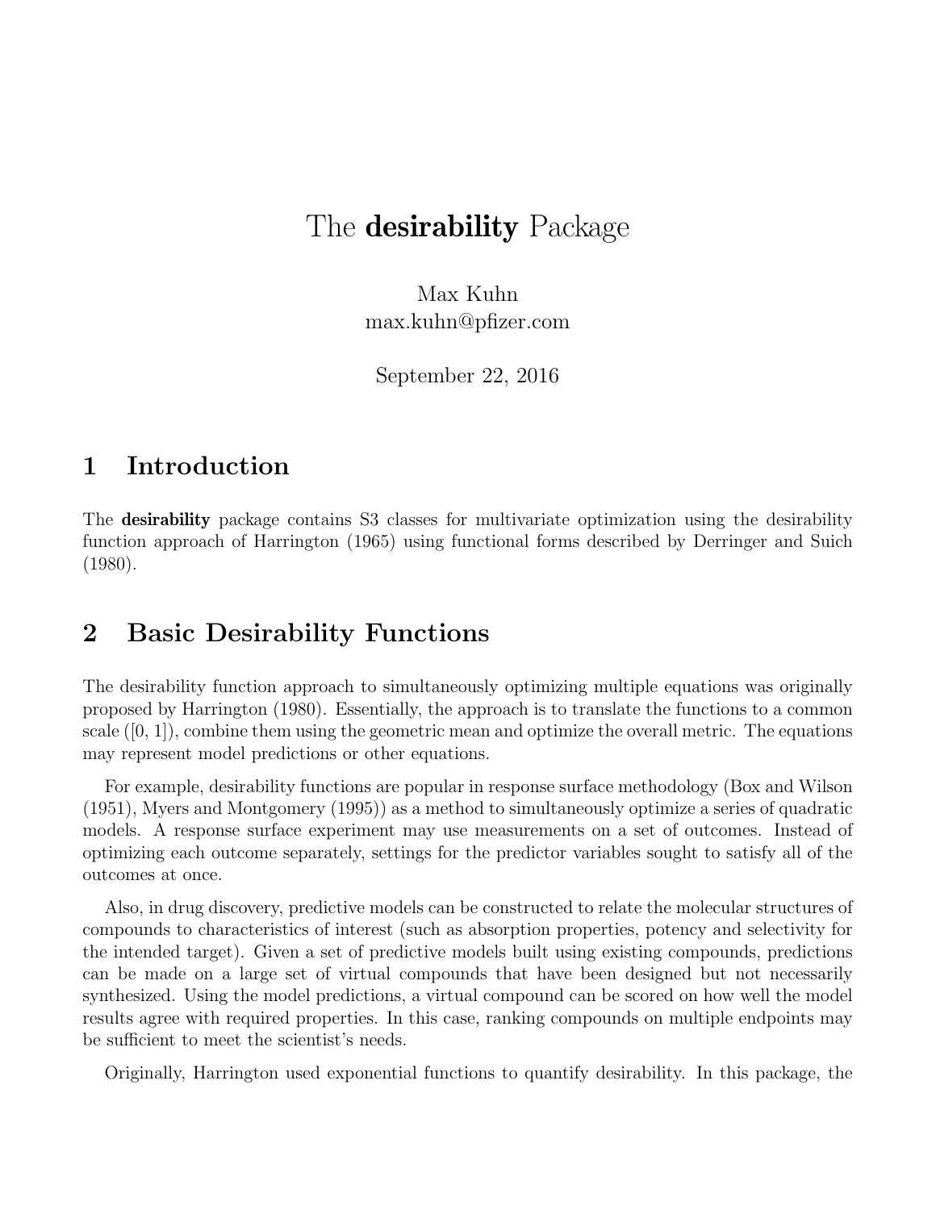# The **desirability** Package

Max Kuhn
max.kuhn@pfizer.com

September 22, 2016

## 1 Introduction

The **desirability** package contains S3 classes for multivariate optimization using the desirability function approach of Harrington (1965) using functional forms described by Derringer and Suich (1980).

## 2 Basic Desirability Functions

The desirability function approach to simultaneously optimizing multiple equations was originally proposed by Harrington (1980). Essentially, the approach is to translate the functions to a common scale ([0, 1]), combine them using the geometric mean and optimize the overall metric. The equations may represent model predictions or other equations.

For example, desirability functions are popular in response surface methodology (Box and Wilson (1951), Myers and Montgomery (1995)) as a method to simultaneously optimize a series of quadratic models. A response surface experiment may use measurements on a set of outcomes. Instead of optimizing each outcome separately, settings for the predictor variables sought to satisfy all of the outcomes at once.

Also, in drug discovery, predictive models can be constructed to relate the molecular structures of compounds to characteristics of interest (such as absorption properties, potency and selectivity for the intended target). Given a set of predictive models built using existing compounds, predictions can be made on a large set of virtual compounds that have been designed but not necessarily synthesized. Using the model predictions, a virtual compound can be scored on how well the model results agree with required properties. In this case, ranking compounds on multiple endpoints may be sufficient to meet the scientist's needs.

Originally, Harrington used exponential functions to quantify desirability. In this package, the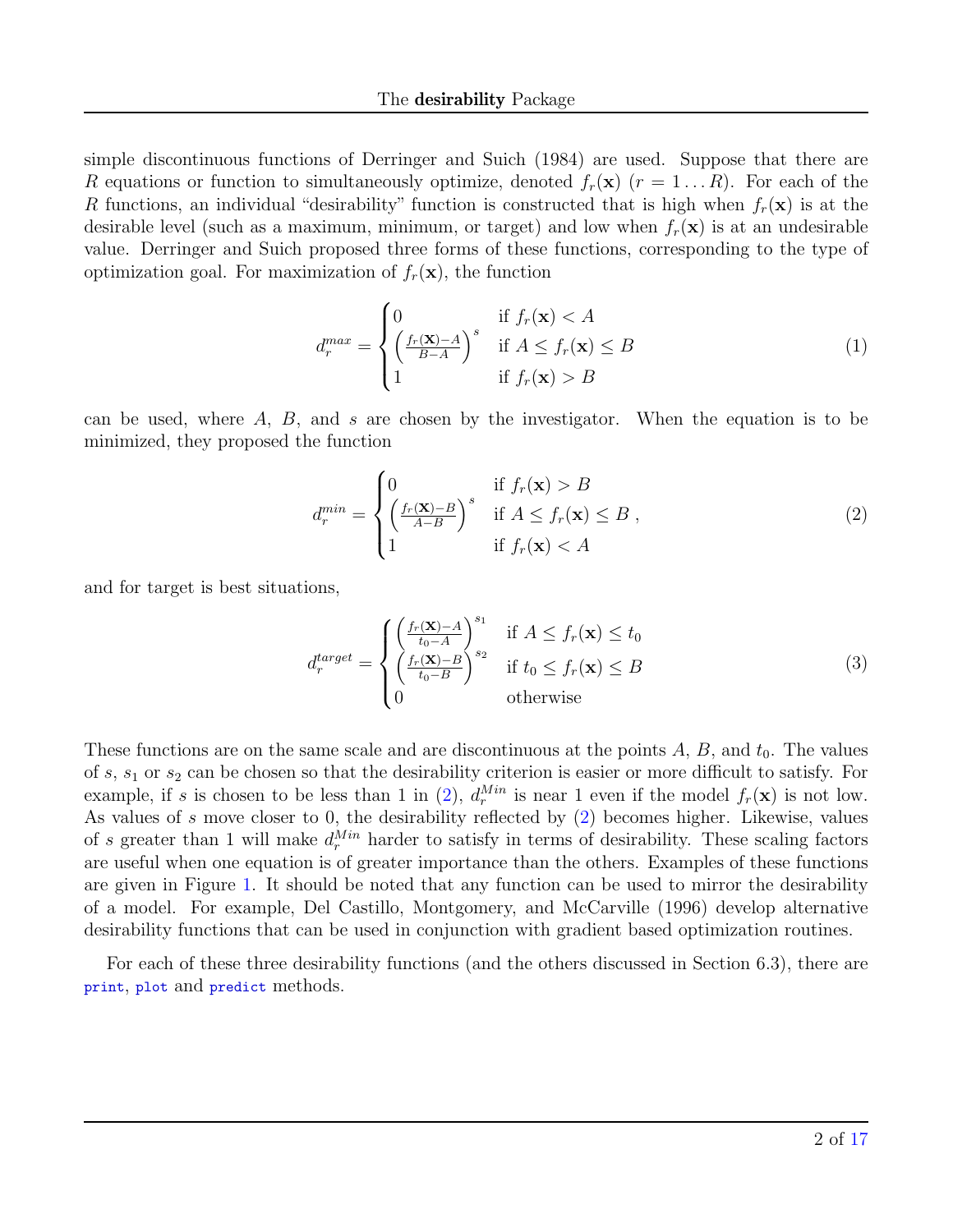simple discontinuous functions of Derringer and Suich (1984) are used. Suppose that there are $R$ equations or function to simultaneously optimize, denoted $f_r(\mathbf{x})$ $(r = 1 \ldots R)$. For each of the $R$ functions, an individual "desirability" function is constructed that is high when $f_r(\mathbf{x})$ is at the desirable level (such as a maximum, minimum, or target) and low when $f_r(\mathbf{x})$ is at an undesirable value. Derringer and Suich proposed three forms of these functions, corresponding to the type of optimization goal. For maximization of $f_r(\mathbf{x})$, the function

$$
d_r^{max} = \begin{cases} 0 & \text{if } f_r(\mathbf{x}) < A \\ \left(\frac{f_r(\mathbf{X}) - A}{B - A}\right)^s & \text{if } A \leq f_r(\mathbf{x}) \leq B \\ 1 & \text{if } f_r(\mathbf{x}) > B \end{cases} \tag{1}
$$

can be used, where $A$, $B$, and $s$ are chosen by the investigator. When the equation is to be minimized, they proposed the function

$$
d_r^{min} = \begin{cases} 0 & \text{if } f_r(\mathbf{x}) > B \\ \left(\frac{f_r(\mathbf{X}) - B}{A - B}\right)^s & \text{if } A \leq f_r(\mathbf{x}) \leq B \\ 1 & \text{if } f_r(\mathbf{x}) < A \end{cases}, \tag{2}
$$

and for target is best situations,

$$
d_r^{target} = \begin{cases} \left(\frac{f_r(\mathbf{X}) - A}{t_0 - A}\right)^{s_1} & \text{if } A \leq f_r(\mathbf{x}) \leq t_0 \\ \left(\frac{f_r(\mathbf{X}) - B}{t_0 - B}\right)^{s_2} & \text{if } t_0 \leq f_r(\mathbf{x}) \leq B \\ 0 & \text{otherwise} \end{cases} \tag{3}
$$

These functions are on the same scale and are discontinuous at the points $A$, $B$, and $t_0$. The values of $s$, $s_1$ or $s_2$ can be chosen so that the desirability criterion is easier or more difficult to satisfy. For example, if $s$ is chosen to be less than 1 in (2), $d_r^{Min}$ is near 1 even if the model $f_r(\mathbf{x})$ is not low. As values of $s$ move closer to 0, the desirability reflected by (2) becomes higher. Likewise, values of $s$ greater than 1 will make $d_r^{Min}$ harder to satisfy in terms of desirability. These scaling factors are useful when one equation is of greater importance than the others. Examples of these functions are given in Figure 1. It should be noted that any function can be used to mirror the desirability of a model. For example, Del Castillo, Montgomery, and McCarville (1996) develop alternative desirability functions that can be used in conjunction with gradient based optimization routines.

For each of these three desirability functions (and the others discussed in Section 6.3), there are `print`, `plot` and `predict` methods.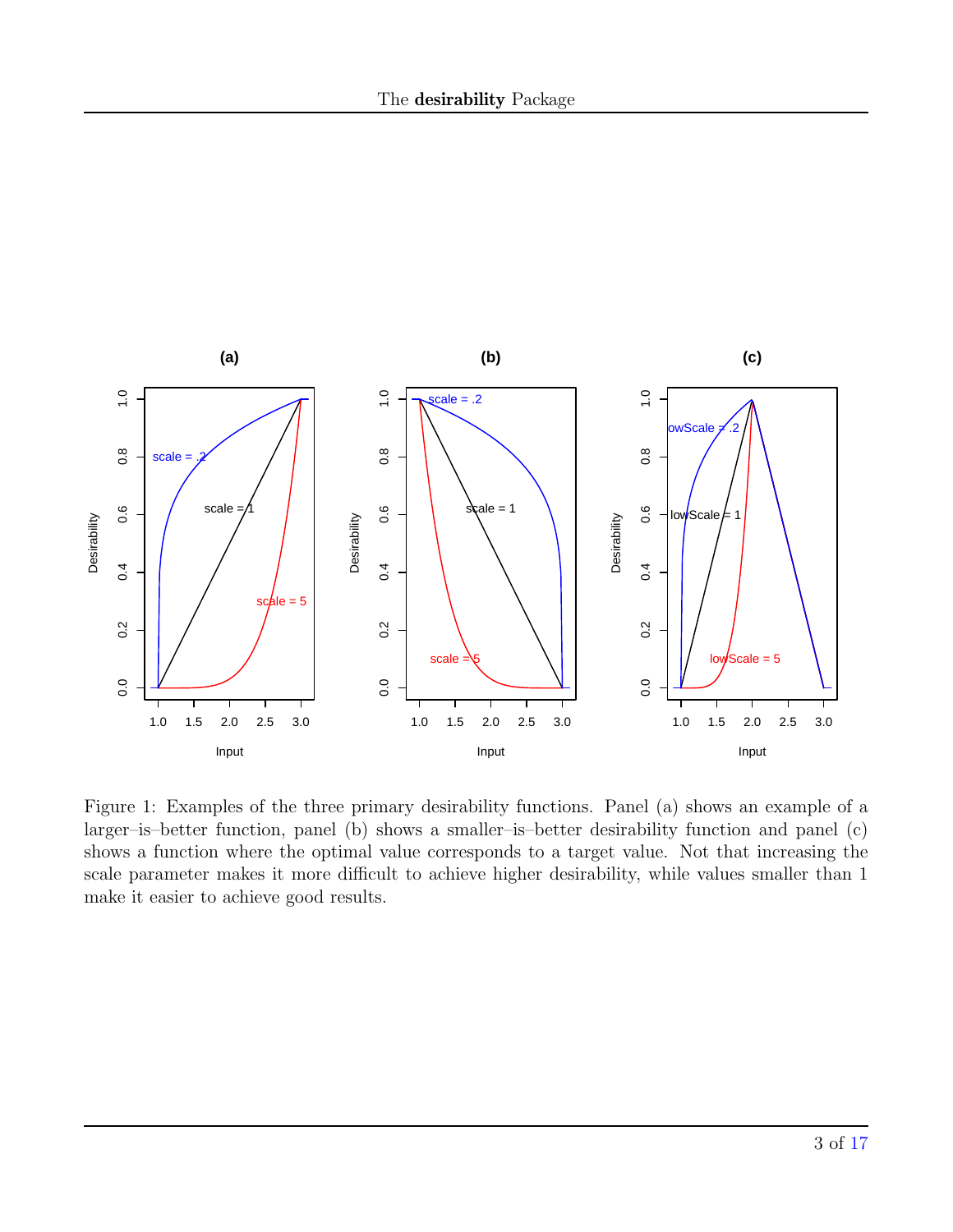Figure 1: Examples of the three primary desirability functions. Panel (a) shows an example of a larger–is–better function, panel (b) shows a smaller–is–better desirability function and panel (c) shows a function where the optimal value corresponds to a target value. Not that increasing the scale parameter makes it more difficult to achieve higher desirability, while values smaller than 1 make it easier to achieve good results.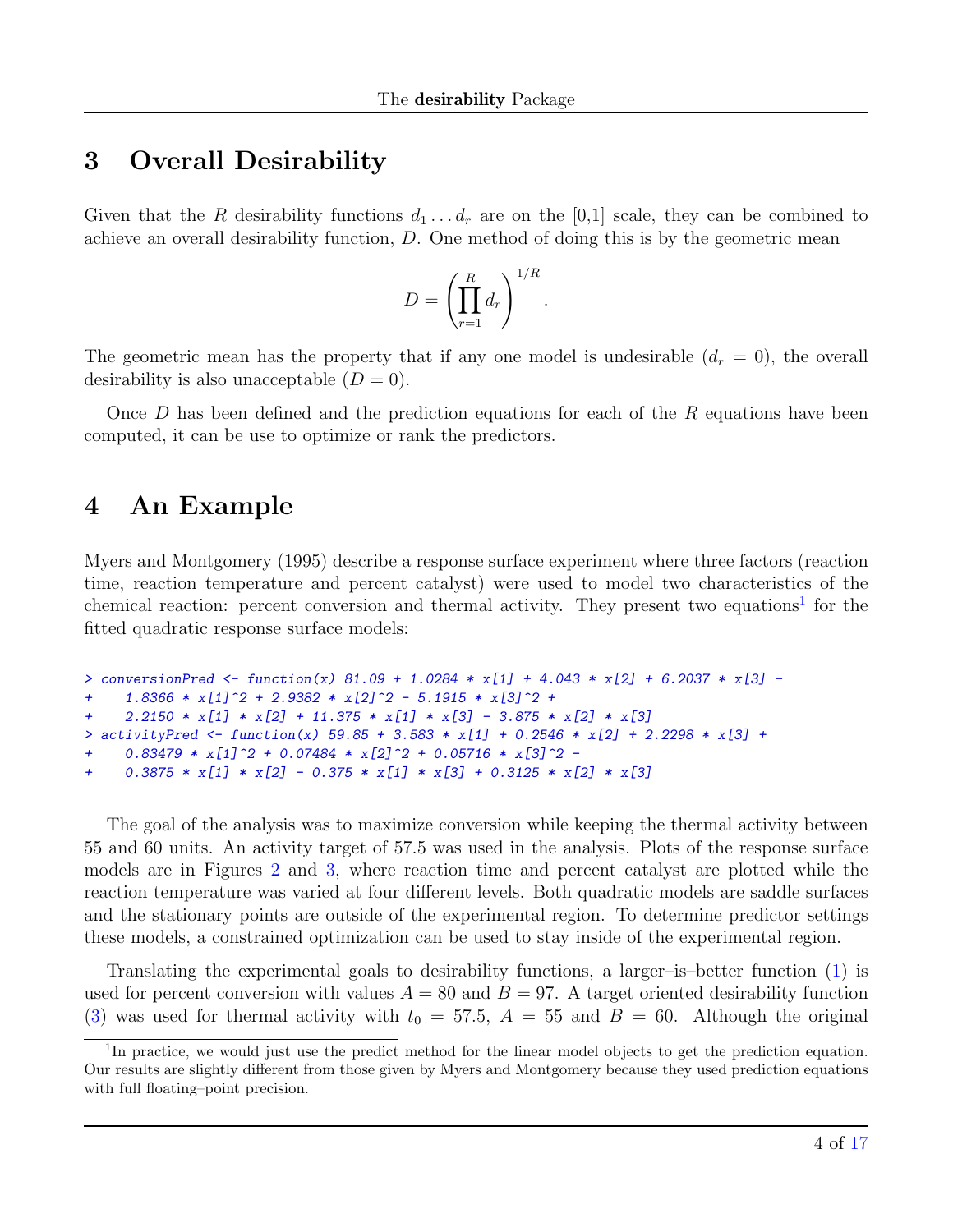## 3 Overall Desirability

Given that the $R$ desirability functions $d_1 \dots d_r$ are on the [0,1] scale, they can be combined to achieve an overall desirability function, $D$. One method of doing this is by the geometric mean

$$D = \left( \prod_{r=1}^{R} d_r \right)^{1/R}.$$

The geometric mean has the property that if any one model is undesirable ($d_r = 0$), the overall desirability is also unacceptable ($D = 0$).

Once $D$ has been defined and the prediction equations for each of the $R$ equations have been computed, it can be use to optimize or rank the predictors.

## 4 An Example

Myers and Montgomery (1995) describe a response surface experiment where three factors (reaction time, reaction temperature and percent catalyst) were used to model two characteristics of the chemical reaction: percent conversion and thermal activity. They present two equations[1] for the fitted quadratic response surface models:

```
> conversionPred <- function(x) 81.09 + 1.0284 * x[1] + 4.043 * x[2] + 6.2037 * x[3] -
+    1.8366 * x[1]^2 + 2.9382 * x[2]^2 - 5.1915 * x[3]^2 +
+    2.2150 * x[1] * x[2] + 11.375 * x[1] * x[3] - 3.875 * x[2] * x[3]
> activityPred <- function(x) 59.85 + 3.583 * x[1] + 0.2546 * x[2] + 2.2298 * x[3] +
+    0.83479 * x[1]^2 + 0.07484 * x[2]^2 + 0.05716 * x[3]^2 -
+    0.3875 * x[1] * x[2] - 0.375 * x[1] * x[3] + 0.3125 * x[2] * x[3]
```

The goal of the analysis was to maximize conversion while keeping the thermal activity between 55 and 60 units. An activity target of 57.5 was used in the analysis. Plots of the response surface models are in Figures 2 and 3, where reaction time and percent catalyst are plotted while the reaction temperature was varied at four different levels. Both quadratic models are saddle surfaces and the stationary points are outside of the experimental region. To determine predictor settings these models, a constrained optimization can be used to stay inside of the experimental region.

Translating the experimental goals to desirability functions, a larger–is–better function (1) is used for percent conversion with values $A = 80$ and $B = 97$. A target oriented desirability function (3) was used for thermal activity with $t_0 = 57.5$, $A = 55$ and $B = 60$. Although the original

[1] In practice, we would just use the predict method for the linear model objects to get the prediction equation. Our results are slightly different from those given by Myers and Montgomery because they used prediction equations with full floating–point precision.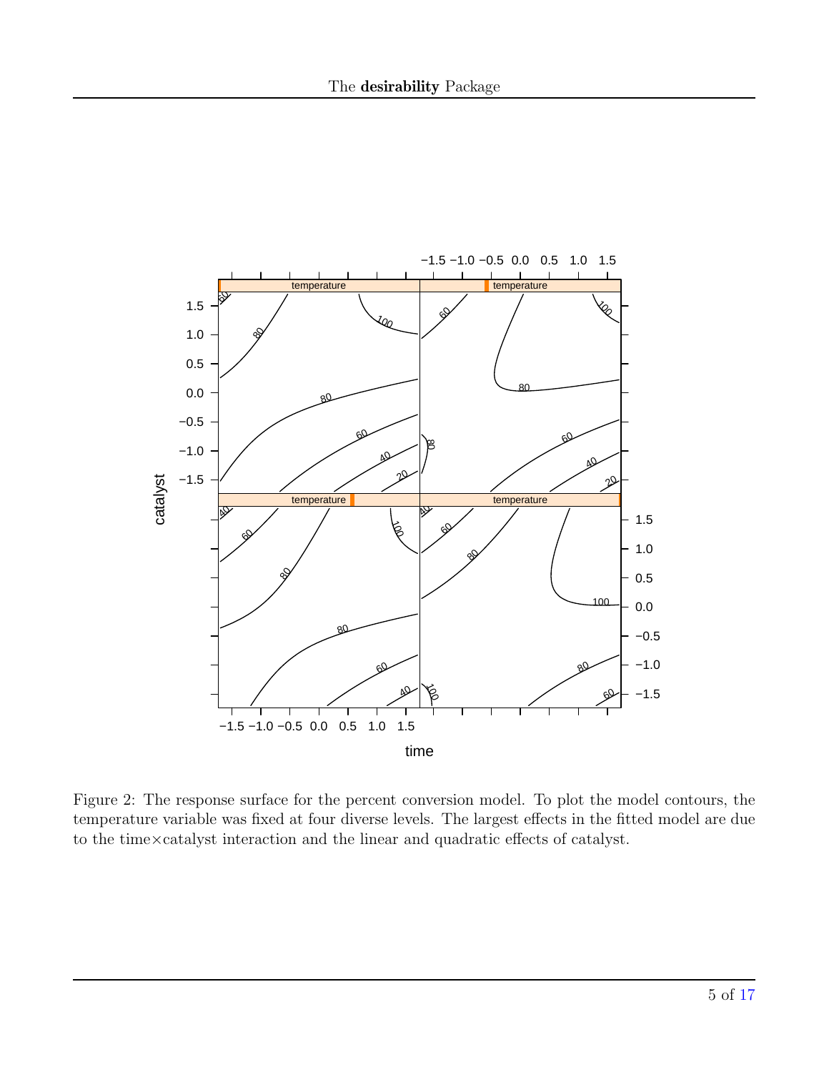Figure 2: The response surface for the percent conversion model. To plot the model contours, the temperature variable was fixed at four diverse levels. The largest effects in the fitted model are due to the time×catalyst interaction and the linear and quadratic effects of catalyst.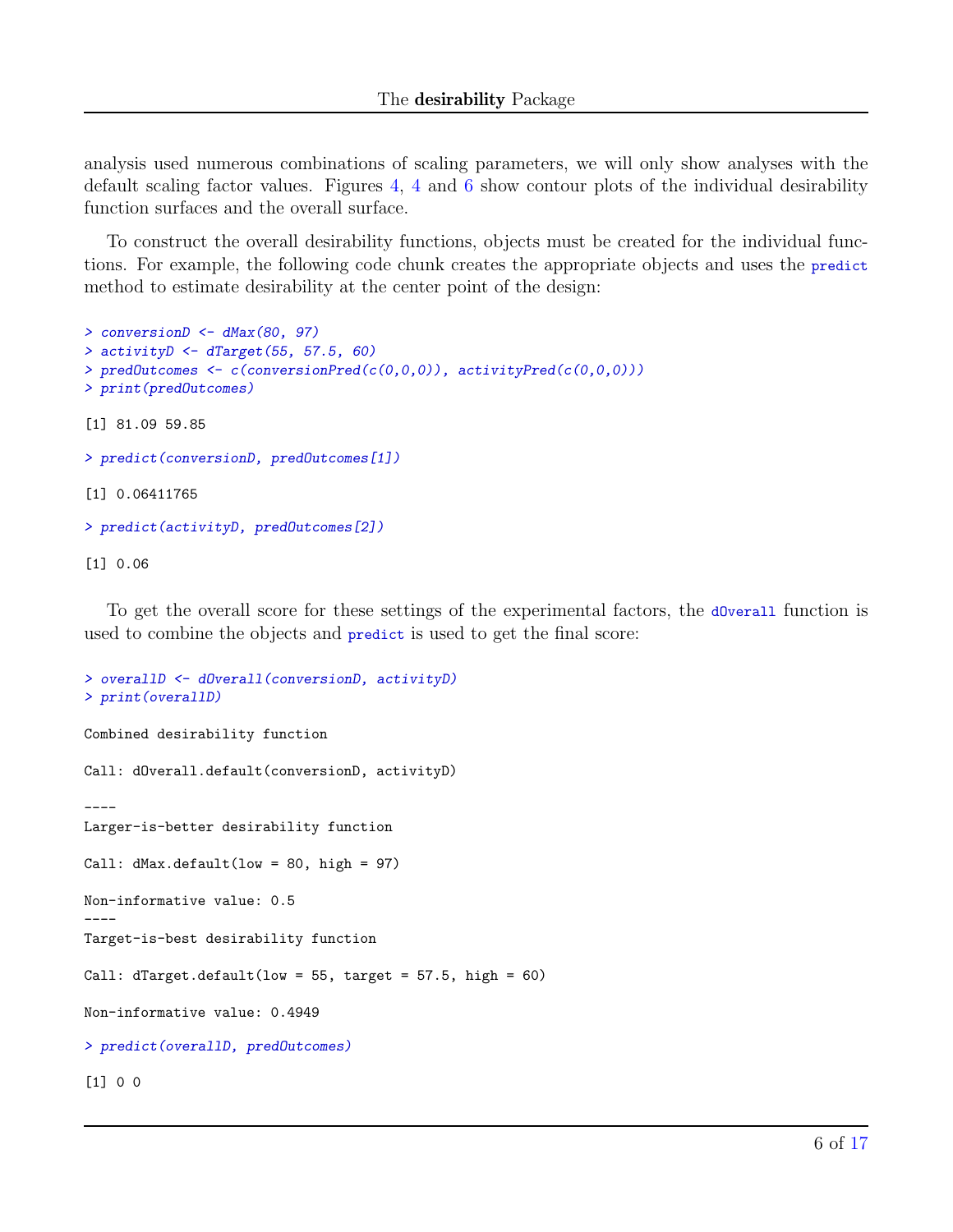analysis used numerous combinations of scaling parameters, we will only show analyses with the default scaling factor values. Figures 4, 4 and 6 show contour plots of the individual desirability function surfaces and the overall surface.

To construct the overall desirability functions, objects must be created for the individual functions. For example, the following code chunk creates the appropriate objects and uses the `predict` method to estimate desirability at the center point of the design:

```
> conversionD <- dMax(80, 97)
> activityD <- dTarget(55, 57.5, 60)
> predOutcomes <- c(conversionPred(c(0,0,0)), activityPred(c(0,0,0)))
> print(predOutcomes)

[1] 81.09 59.85

> predict(conversionD, predOutcomes[1])

[1] 0.06411765

> predict(activityD, predOutcomes[2])

[1] 0.06
```

To get the overall score for these settings of the experimental factors, the `dOverall` function is used to combine the objects and `predict` is used to get the final score:

```
> overallD <- dOverall(conversionD, activityD)
> print(overallD)

Combined desirability function

Call: dOverall.default(conversionD, activityD)

----
Larger-is-better desirability function

Call: dMax.default(low = 80, high = 97)

Non-informative value: 0.5
----
Target-is-best desirability function

Call: dTarget.default(low = 55, target = 57.5, high = 60)

Non-informative value: 0.4949

> predict(overallD, predOutcomes)

[1] 0 0
```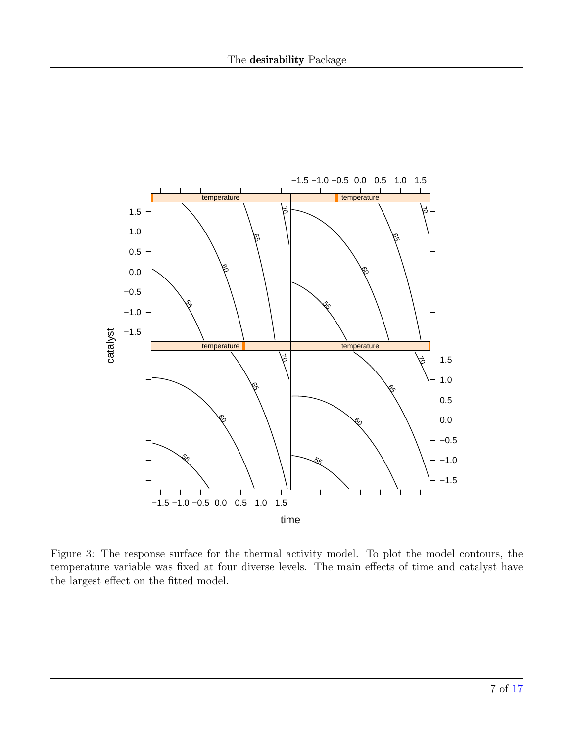Figure 3: The response surface for the thermal activity model. To plot the model contours, the temperature variable was fixed at four diverse levels. The main effects of time and catalyst have the largest effect on the fitted model.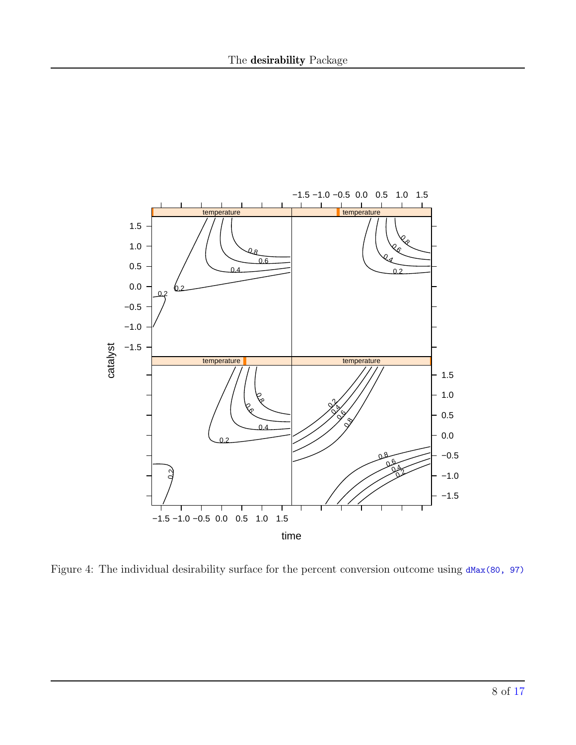Figure 4: The individual desirability surface for the percent conversion outcome using `dMax(80, 97)`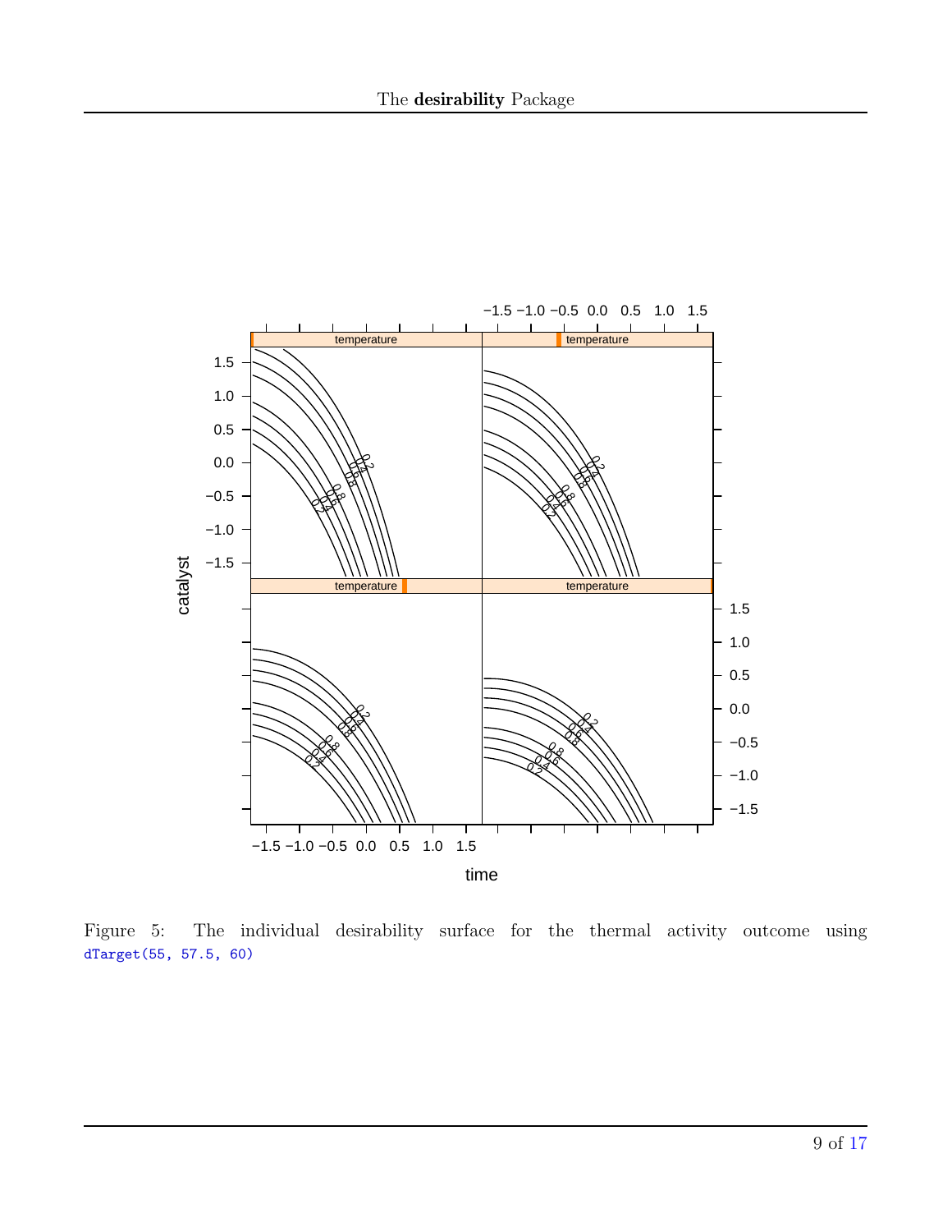Figure 5: The individual desirability surface for the thermal activity outcome using `dTarget(55, 57.5, 60)`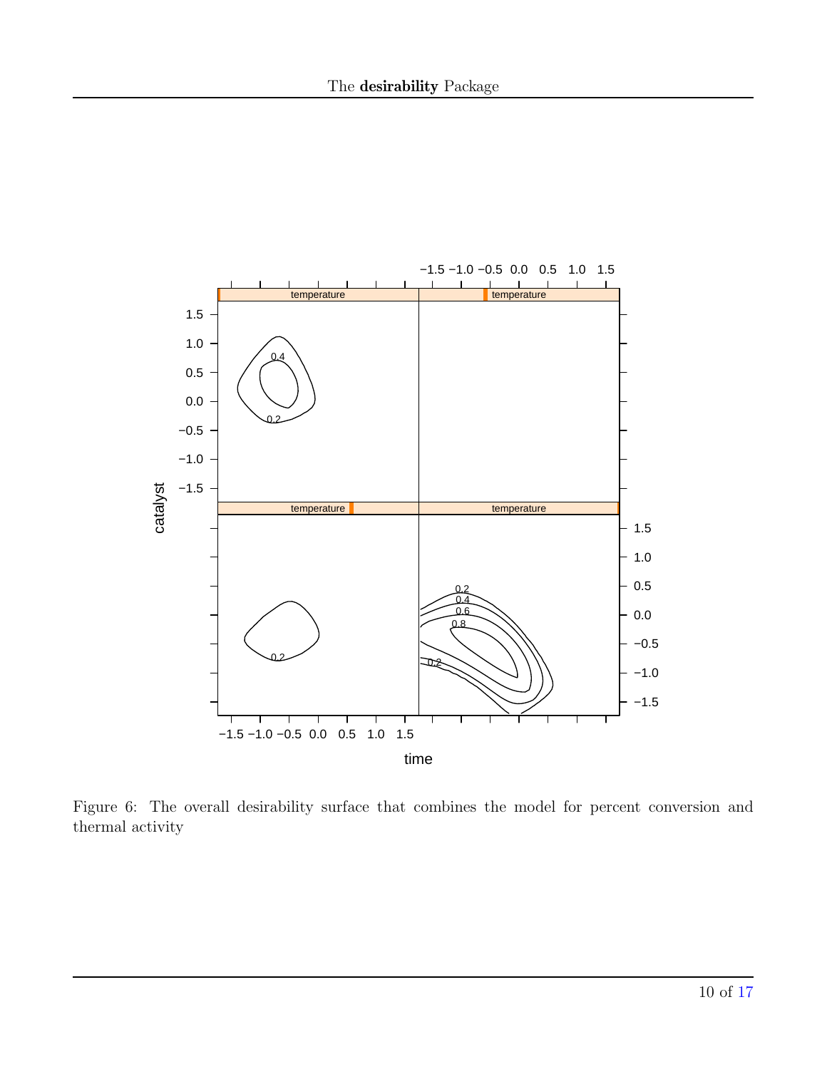Figure 6: The overall desirability surface that combines the model for percent conversion and thermal activity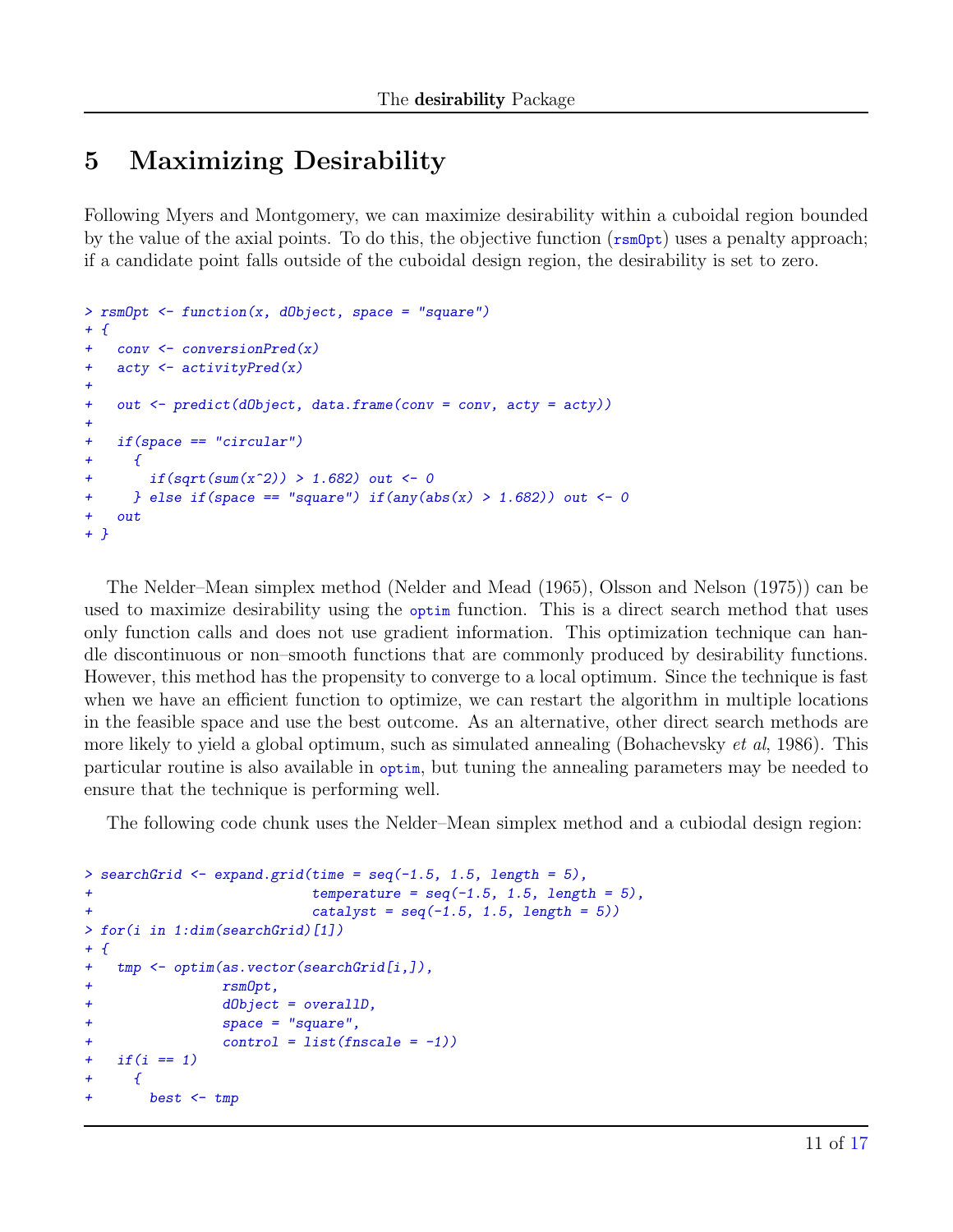# 5 Maximizing Desirability

Following Myers and Montgomery, we can maximize desirability within a cuboidal region bounded by the value of the axial points. To do this, the objective function (`rsmOpt`) uses a penalty approach; if a candidate point falls outside of the cuboidal design region, the desirability is set to zero.

```
> rsmOpt <- function(x, dObject, space = "square")
+ {
+   conv <- conversionPred(x)
+   acty <- activityPred(x)
+
+   out <- predict(dObject, data.frame(conv = conv, acty = acty))
+
+   if(space == "circular")
+     {
+       if(sqrt(sum(x^2)) > 1.682) out <- 0
+     } else if(space == "square") if(any(abs(x) > 1.682)) out <- 0
+   out
+ }
```

The Nelder–Mean simplex method (Nelder and Mead (1965), Olsson and Nelson (1975)) can be used to maximize desirability using the `optim` function. This is a direct search method that uses only function calls and does not use gradient information. This optimization technique can handle discontinuous or non–smooth functions that are commonly produced by desirability functions. However, this method has the propensity to converge to a local optimum. Since the technique is fast when we have an efficient function to optimize, we can restart the algorithm in multiple locations in the feasible space and use the best outcome. As an alternative, other direct search methods are more likely to yield a global optimum, such as simulated annealing (Bohachevsky *et al*, 1986). This particular routine is also available in `optim`, but tuning the annealing parameters may be needed to ensure that the technique is performing well.

The following code chunk uses the Nelder–Mean simplex method and a cubiodal design region:

```
> searchGrid <- expand.grid(time = seq(-1.5, 1.5, length = 5),
+                           temperature = seq(-1.5, 1.5, length = 5),
+                           catalyst = seq(-1.5, 1.5, length = 5))
> for(i in 1:dim(searchGrid)[1])
+ {
+   tmp <- optim(as.vector(searchGrid[i,]),
+                rsmOpt,
+                dObject = overallD,
+                space = "square",
+                control = list(fnscale = -1))
+   if(i == 1)
+     {
+       best <- tmp
```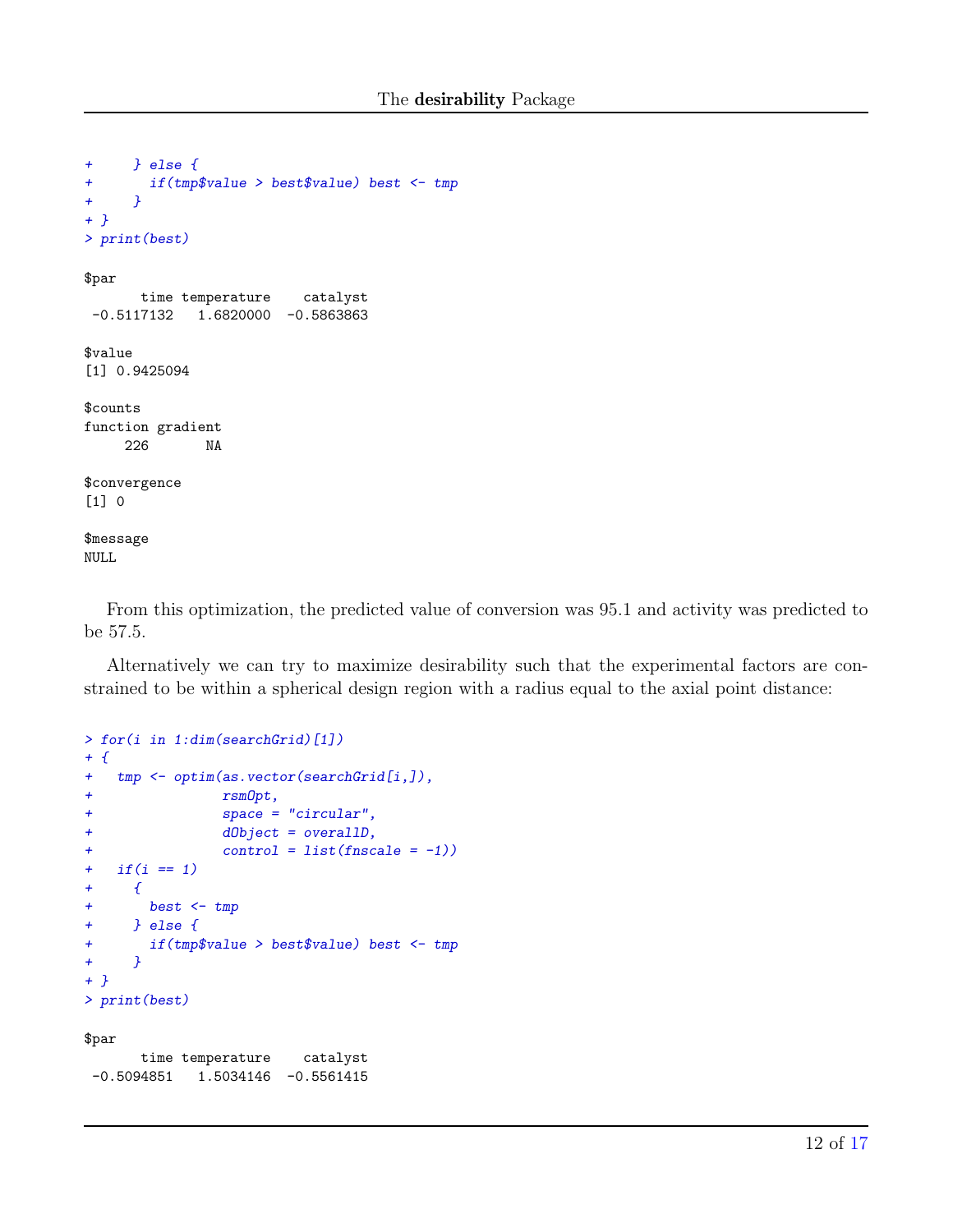```
+     } else {
+       if(tmp$value > best$value) best <- tmp
+     }
+ }
> print(best)

$par
       time temperature    catalyst
 -0.5117132   1.6820000  -0.5863863

$value
[1] 0.9425094

$counts
function gradient
     226       NA

$convergence
[1] 0

$message
NULL
```

From this optimization, the predicted value of conversion was 95.1 and activity was predicted to be 57.5.

Alternatively we can try to maximize desirability such that the experimental factors are constrained to be within a spherical design region with a radius equal to the axial point distance:

```
> for(i in 1:dim(searchGrid)[1])
+ {
+   tmp <- optim(as.vector(searchGrid[i,]),
+                rsmOpt,
+                space = "circular",
+                dObject = overallD,
+                control = list(fnscale = -1))
+   if(i == 1)
+     {
+       best <- tmp
+     } else {
+       if(tmp$value > best$value) best <- tmp
+     }
+ }
> print(best)

$par
       time temperature    catalyst
 -0.5094851   1.5034146  -0.5561415
```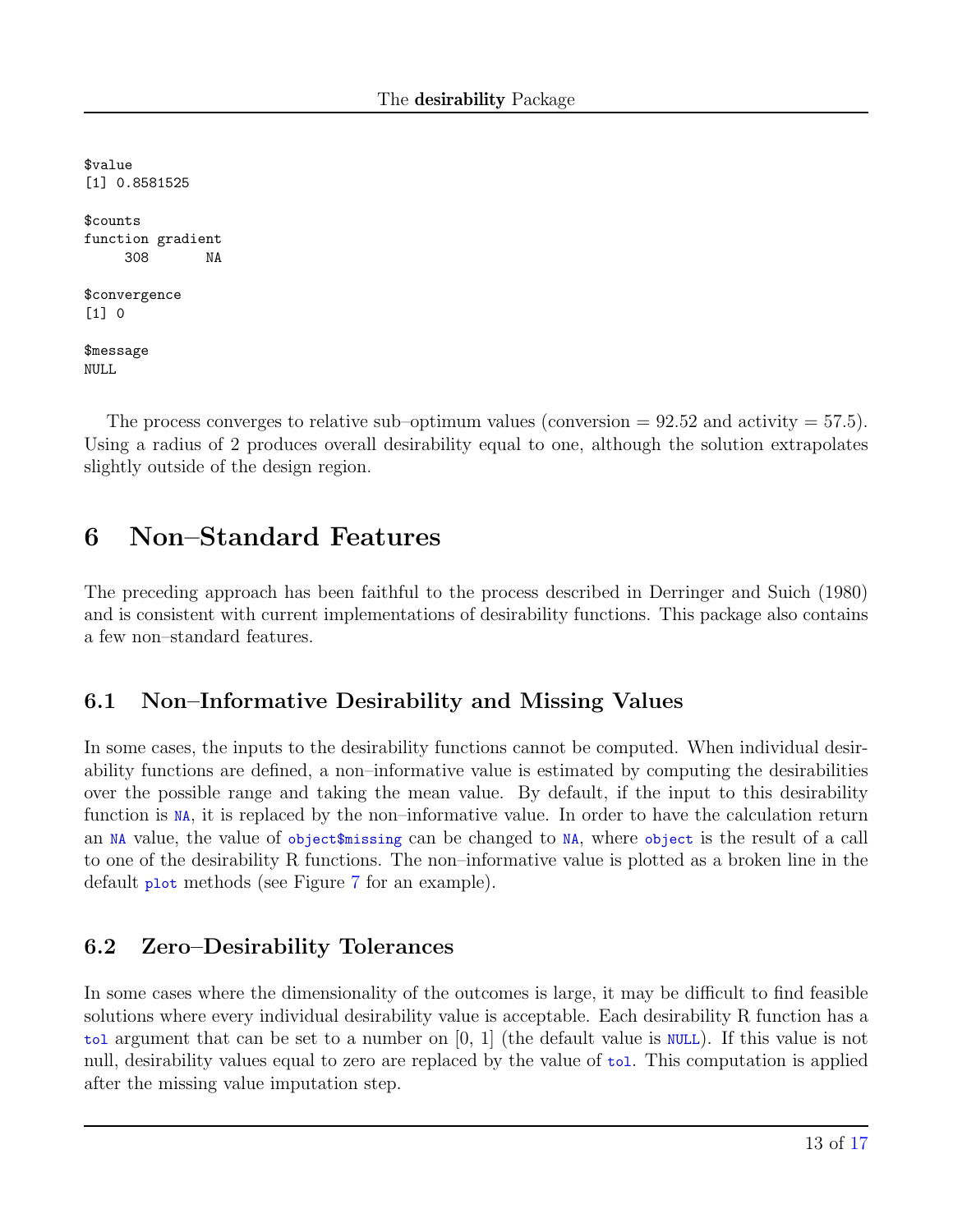```
$value
[1] 0.8581525

$counts
function gradient
     308       NA

$convergence
[1] 0

$message
NULL
```

The process converges to relative sub–optimum values (conversion = 92.52 and activity = 57.5). Using a radius of 2 produces overall desirability equal to one, although the solution extrapolates slightly outside of the design region.

# 6 Non–Standard Features

The preceding approach has been faithful to the process described in Derringer and Suich (1980) and is consistent with current implementations of desirability functions. This package also contains a few non–standard features.

## 6.1 Non–Informative Desirability and Missing Values

In some cases, the inputs to the desirability functions cannot be computed. When individual desirability functions are defined, a non–informative value is estimated by computing the desirabilities over the possible range and taking the mean value. By default, if the input to this desirability function is `NA`, it is replaced by the non–informative value. In order to have the calculation return an `NA` value, the value of `object$missing` can be changed to `NA`, where `object` is the result of a call to one of the desirability R functions. The non–informative value is plotted as a broken line in the default `plot` methods (see Figure 7 for an example).

## 6.2 Zero–Desirability Tolerances

In some cases where the dimensionality of the outcomes is large, it may be difficult to find feasible solutions where every individual desirability value is acceptable. Each desirability R function has a `tol` argument that can be set to a number on [0, 1] (the default value is `NULL`). If this value is not null, desirability values equal to zero are replaced by the value of `tol`. This computation is applied after the missing value imputation step.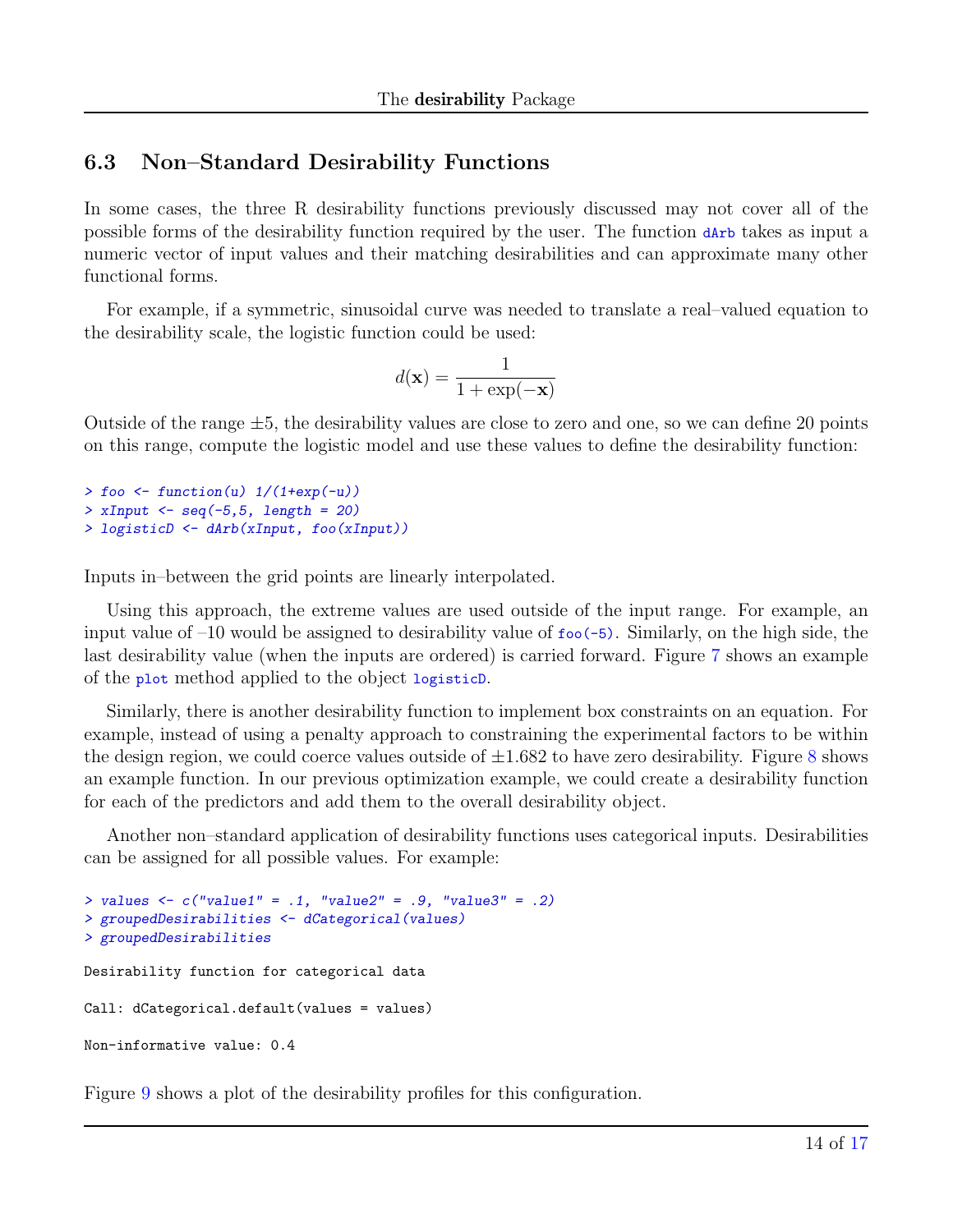## 6.3 Non–Standard Desirability Functions

In some cases, the three R desirability functions previously discussed may not cover all of the possible forms of the desirability function required by the user. The function `dArb` takes as input a numeric vector of input values and their matching desirabilities and can approximate many other functional forms.

For example, if a symmetric, sinusoidal curve was needed to translate a real–valued equation to the desirability scale, the logistic function could be used:

$$d(\mathbf{x}) = \frac{1}{1 + \exp(-\mathbf{x})}$$

Outside of the range ±5, the desirability values are close to zero and one, so we can define 20 points on this range, compute the logistic model and use these values to define the desirability function:

```
> foo <- function(u) 1/(1+exp(-u))
> xInput <- seq(-5,5, length = 20)
> logisticD <- dArb(xInput, foo(xInput))
```

Inputs in–between the grid points are linearly interpolated.

Using this approach, the extreme values are used outside of the input range. For example, an input value of –10 would be assigned to desirability value of `foo(-5)`. Similarly, on the high side, the last desirability value (when the inputs are ordered) is carried forward. Figure 7 shows an example of the `plot` method applied to the object `logisticD`.

Similarly, there is another desirability function to implement box constraints on an equation. For example, instead of using a penalty approach to constraining the experimental factors to be within the design region, we could coerce values outside of ±1.682 to have zero desirability. Figure 8 shows an example function. In our previous optimization example, we could create a desirability function for each of the predictors and add them to the overall desirability object.

Another non–standard application of desirability functions uses categorical inputs. Desirabilities can be assigned for all possible values. For example:

```
> values <- c("value1" = .1, "value2" = .9, "value3" = .2)
> groupedDesirabilities <- dCategorical(values)
> groupedDesirabilities

Desirability function for categorical data

Call: dCategorical.default(values = values)

Non-informative value: 0.4
```

Figure 9 shows a plot of the desirability profiles for this configuration.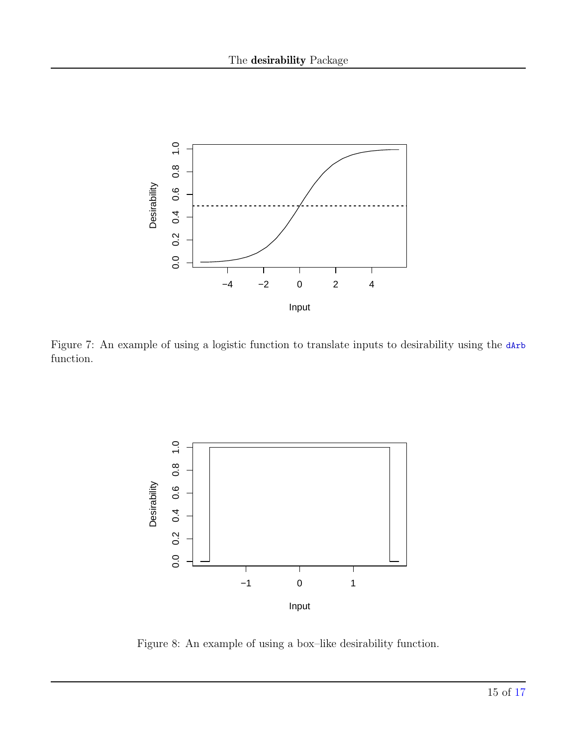Figure 7: An example of using a logistic function to translate inputs to desirability using the `dArb` function.

Figure 8: An example of using a box–like desirability function.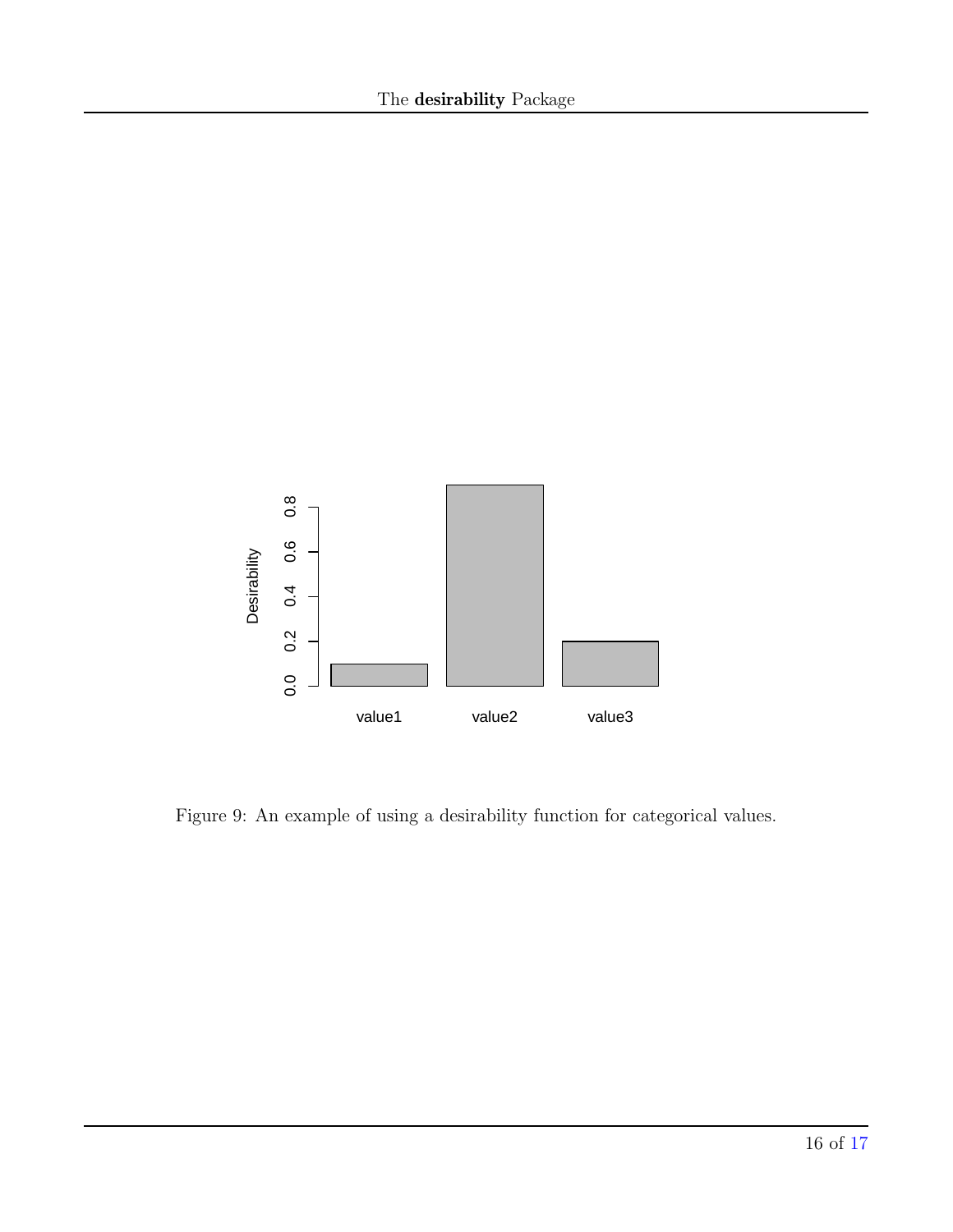Figure 9: An example of using a desirability function for categorical values.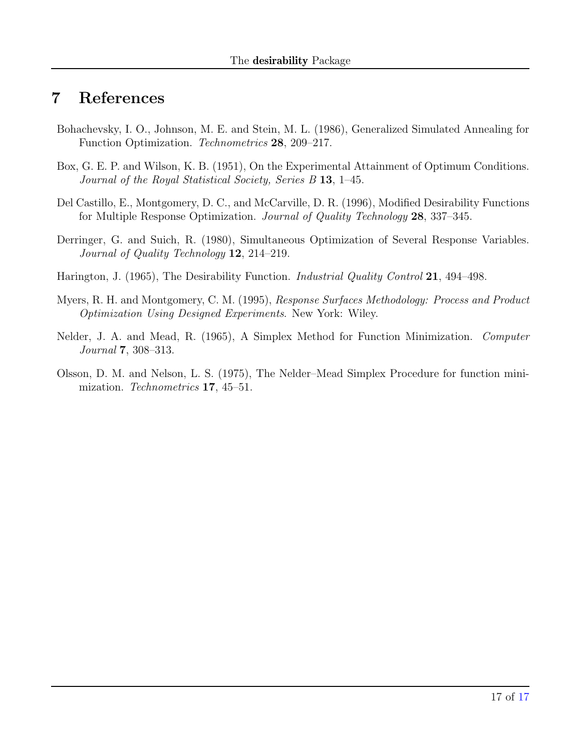## 7 References

Bohachevsky, I. O., Johnson, M. E. and Stein, M. L. (1986), Generalized Simulated Annealing for Function Optimization. *Technometrics* **28**, 209–217.

Box, G. E. P. and Wilson, K. B. (1951), On the Experimental Attainment of Optimum Conditions. *Journal of the Royal Statistical Society, Series B* **13**, 1–45.

Del Castillo, E., Montgomery, D. C., and McCarville, D. R. (1996), Modified Desirability Functions for Multiple Response Optimization. *Journal of Quality Technology* **28**, 337–345.

Derringer, G. and Suich, R. (1980), Simultaneous Optimization of Several Response Variables. *Journal of Quality Technology* **12**, 214–219.

Harington, J. (1965), The Desirability Function. *Industrial Quality Control* **21**, 494–498.

Myers, R. H. and Montgomery, C. M. (1995), *Response Surfaces Methodology: Process and Product Optimization Using Designed Experiments*. New York: Wiley.

Nelder, J. A. and Mead, R. (1965), A Simplex Method for Function Minimization. *Computer Journal* **7**, 308–313.

Olsson, D. M. and Nelson, L. S. (1975), The Nelder–Mead Simplex Procedure for function minimization. *Technometrics* **17**, 45–51.